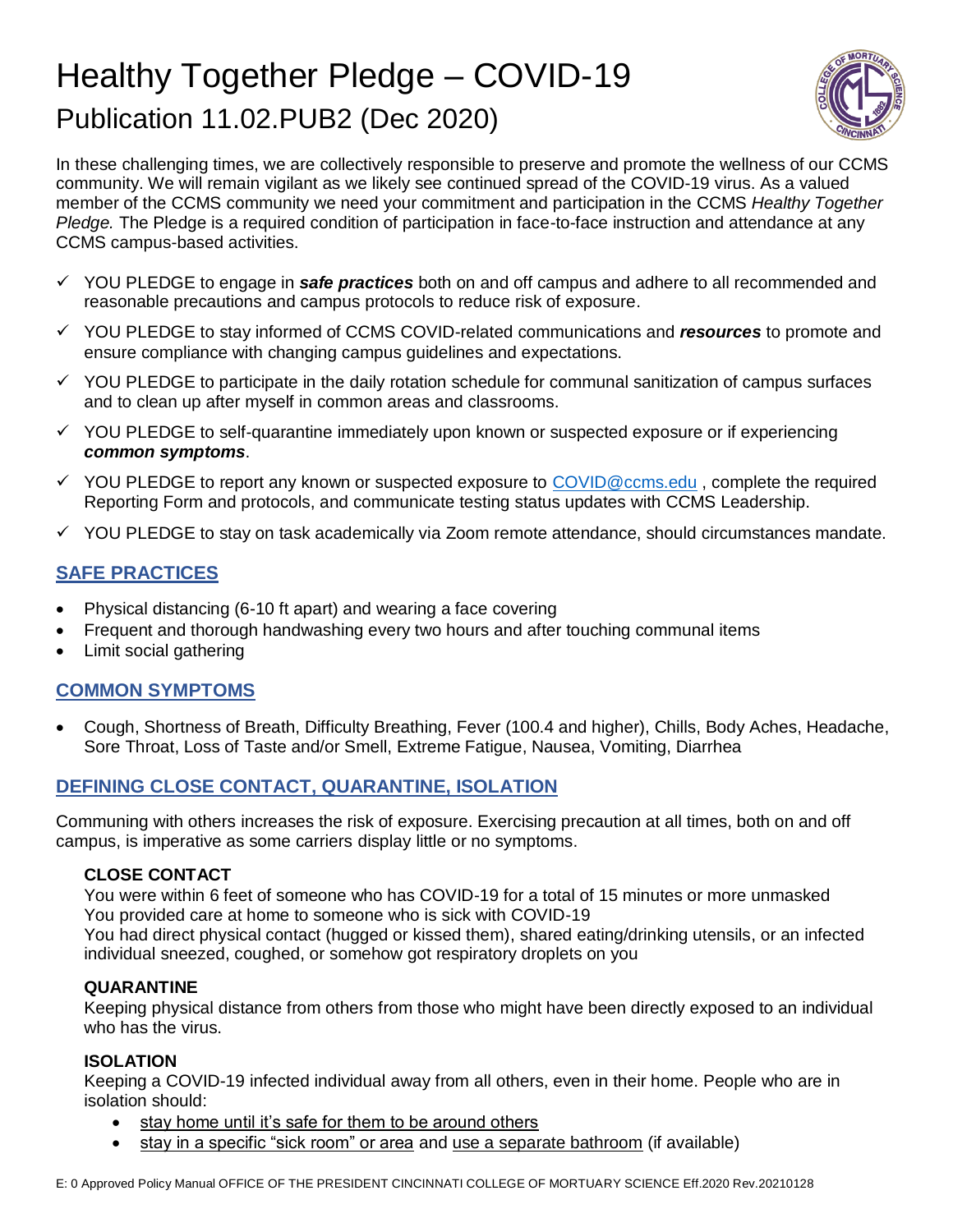# Healthy Together Pledge – COVID-19

## Publication 11.02.PUB2 (Dec 2020)

In these challenging times, we are collectively responsible to preserve and promote the wellness of our CCMS community. We will remain vigilant as we likely see continued spread of the COVID-19 virus. As a valued member of the CCMS community we need your commitment and participation in the CCMS *Healthy Together Pledge.* The Pledge is a required condition of participation in face-to-face instruction and attendance at any CCMS campus-based activities.

- ✓ YOU PLEDGE to engage in ***safe practices*** both on and off campus and adhere to all recommended and reasonable precautions and campus protocols to reduce risk of exposure.
- ✓ YOU PLEDGE to stay informed of CCMS COVID-related communications and ***resources*** to promote and ensure compliance with changing campus guidelines and expectations.
- ✓ YOU PLEDGE to participate in the daily rotation schedule for communal sanitization of campus surfaces and to clean up after myself in common areas and classrooms.
- ✓ YOU PLEDGE to self-quarantine immediately upon known or suspected exposure or if experiencing ***common symptoms***.
- ✓ YOU PLEDGE to report any known or suspected exposure to COVID@ccms.edu , complete the required Reporting Form and protocols, and communicate testing status updates with CCMS Leadership.
- ✓ YOU PLEDGE to stay on task academically via Zoom remote attendance, should circumstances mandate.

### SAFE PRACTICES

- Physical distancing (6-10 ft apart) and wearing a face covering
- Frequent and thorough handwashing every two hours and after touching communal items
- Limit social gathering

### COMMON SYMPTOMS

- Cough, Shortness of Breath, Difficulty Breathing, Fever (100.4 and higher), Chills, Body Aches, Headache, Sore Throat, Loss of Taste and/or Smell, Extreme Fatigue, Nausea, Vomiting, Diarrhea

### DEFINING CLOSE CONTACT, QUARANTINE, ISOLATION

Communing with others increases the risk of exposure. Exercising precaution at all times, both on and off campus, is imperative as some carriers display little or no symptoms.

**CLOSE CONTACT**

You were within 6 feet of someone who has COVID-19 for a total of 15 minutes or more unmasked
You provided care at home to someone who is sick with COVID-19
You had direct physical contact (hugged or kissed them), shared eating/drinking utensils, or an infected individual sneezed, coughed, or somehow got respiratory droplets on you

**QUARANTINE**

Keeping physical distance from others from those who might have been directly exposed to an individual who has the virus.

**ISOLATION**

Keeping a COVID-19 infected individual away from all others, even in their home. People who are in isolation should:

- stay home until it's safe for them to be around others
- stay in a specific "sick room" or area and use a separate bathroom (if available)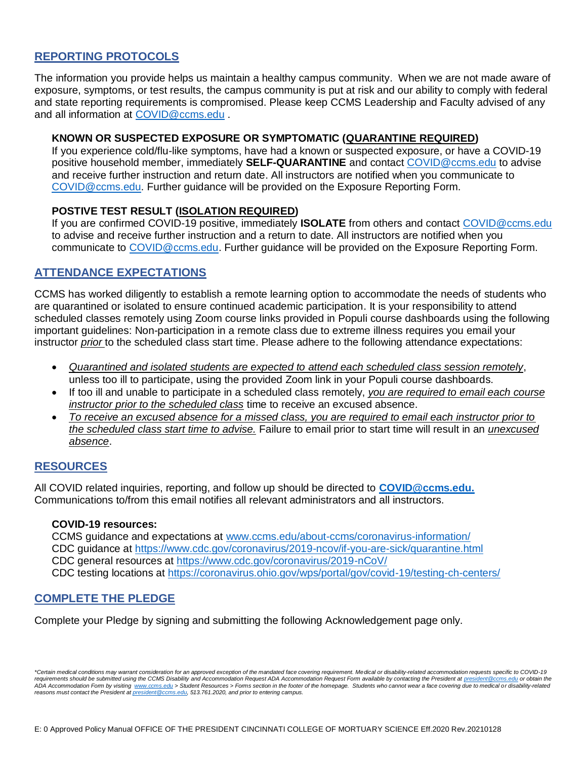## REPORTING PROTOCOLS

The information you provide helps us maintain a healthy campus community. When we are not made aware of exposure, symptoms, or test results, the campus community is put at risk and our ability to comply with federal and state reporting requirements is compromised. Please keep CCMS Leadership and Faculty advised of any and all information at COVID@ccms.edu .

### KNOWN OR SUSPECTED EXPOSURE OR SYMPTOMATIC (QUARANTINE REQUIRED)

If you experience cold/flu-like symptoms, have had a known or suspected exposure, or have a COVID-19 positive household member, immediately **SELF-QUARANTINE** and contact COVID@ccms.edu to advise and receive further instruction and return date. All instructors are notified when you communicate to COVID@ccms.edu. Further guidance will be provided on the Exposure Reporting Form.

### POSTIVE TEST RESULT (ISOLATION REQUIRED)

If you are confirmed COVID-19 positive, immediately **ISOLATE** from others and contact COVID@ccms.edu to advise and receive further instruction and a return to date. All instructors are notified when you communicate to COVID@ccms.edu. Further guidance will be provided on the Exposure Reporting Form.

## ATTENDANCE EXPECTATIONS

CCMS has worked diligently to establish a remote learning option to accommodate the needs of students who are quarantined or isolated to ensure continued academic participation. It is your responsibility to attend scheduled classes remotely using Zoom course links provided in Populi course dashboards using the following important guidelines: Non-participation in a remote class due to extreme illness requires you email your instructor *prior* to the scheduled class start time. Please adhere to the following attendance expectations:

- *Quarantined and isolated students are expected to attend each scheduled class session remotely*, unless too ill to participate, using the provided Zoom link in your Populi course dashboards.
- If too ill and unable to participate in a scheduled class remotely, *you are required to email each course instructor prior to the scheduled class* time to receive an excused absence.
- *To receive an excused absence for a missed class, you are required to email each instructor prior to the scheduled class start time to advise.* Failure to email prior to start time will result in an *unexcused absence*.

## RESOURCES

All COVID related inquiries, reporting, and follow up should be directed to **COVID@ccms.edu.** Communications to/from this email notifies all relevant administrators and all instructors.

**COVID-19 resources:**

CCMS guidance and expectations at www.ccms.edu/about-ccms/coronavirus-information/
CDC guidance at https://www.cdc.gov/coronavirus/2019-ncov/if-you-are-sick/quarantine.html
CDC general resources at https://www.cdc.gov/coronavirus/2019-nCoV/
CDC testing locations at https://coronavirus.ohio.gov/wps/portal/gov/covid-19/testing-ch-centers/

## COMPLETE THE PLEDGE

Complete your Pledge by signing and submitting the following Acknowledgement page only.

*\*Certain medical conditions may warrant consideration for an approved exception of the mandated face covering requirement. Medical or disability-related accommodation requests specific to COVID-19 requirements should be submitted using the CCMS Disability and Accommodation Request ADA Accommodation Request Form available by contacting the President at president@ccms.edu or obtain the ADA Accommodation Form by visiting www.ccms.edu > Student Resources > Forms section in the footer of the homepage. Students who cannot wear a face covering due to medical or disability-related reasons must contact the President at president@ccms.edu, 513.761.2020, and prior to entering campus.*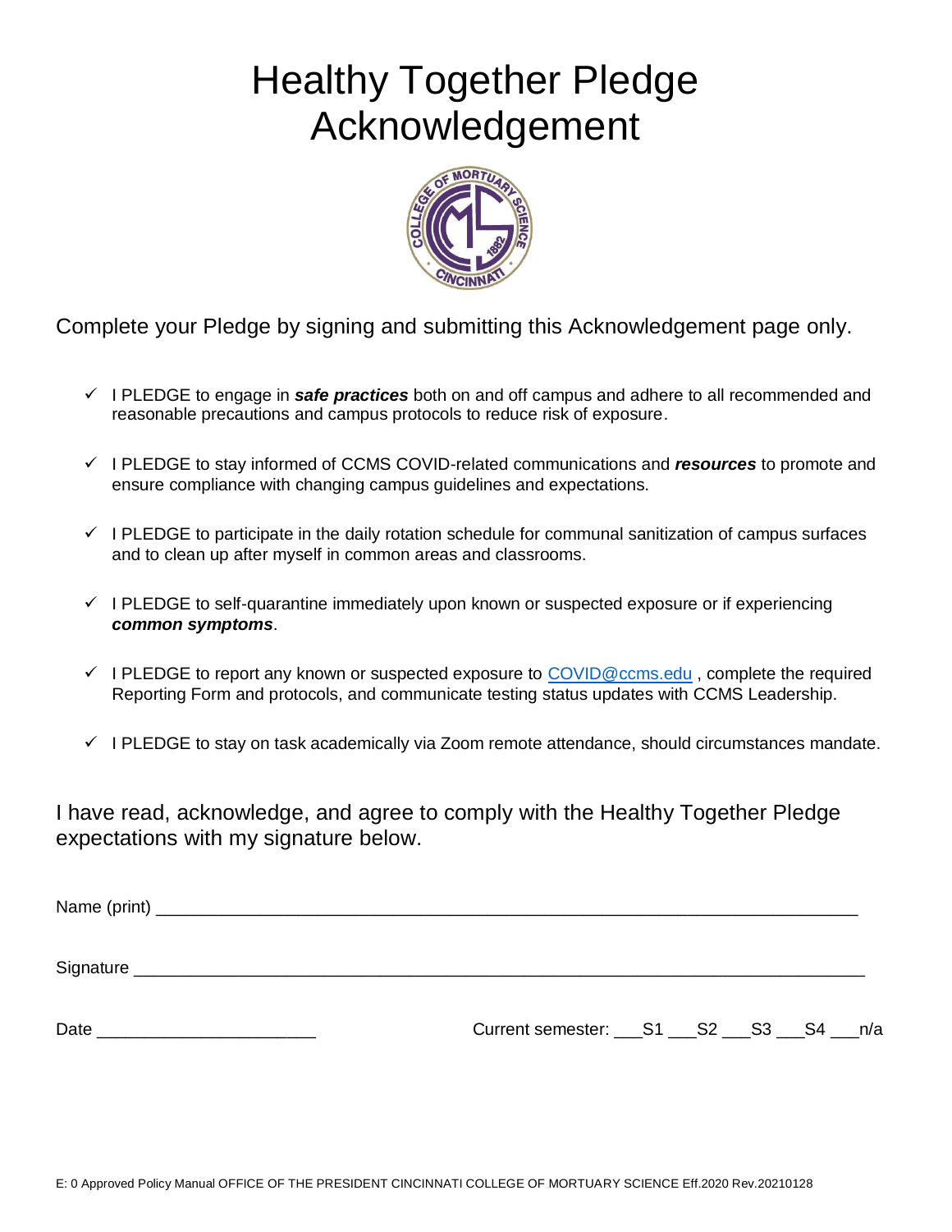# Healthy Together Pledge Acknowledgement

Complete your Pledge by signing and submitting this Acknowledgement page only.

- ✓ I PLEDGE to engage in ***safe practices*** both on and off campus and adhere to all recommended and reasonable precautions and campus protocols to reduce risk of exposure.
- ✓ I PLEDGE to stay informed of CCMS COVID-related communications and ***resources*** to promote and ensure compliance with changing campus guidelines and expectations.
- ✓ I PLEDGE to participate in the daily rotation schedule for communal sanitization of campus surfaces and to clean up after myself in common areas and classrooms.
- ✓ I PLEDGE to self-quarantine immediately upon known or suspected exposure or if experiencing ***common symptoms***.
- ✓ I PLEDGE to report any known or suspected exposure to COVID@ccms.edu , complete the required Reporting Form and protocols, and communicate testing status updates with CCMS Leadership.
- ✓ I PLEDGE to stay on task academically via Zoom remote attendance, should circumstances mandate.

I have read, acknowledge, and agree to comply with the Healthy Together Pledge expectations with my signature below.

Name (print) ___________________________________________________________________________

Signature ______________________________________________________________________________

Date ______________________ Current semester: ___S1 ___S2 ___S3 ___S4 ___n/a

E: 0 Approved Policy Manual OFFICE OF THE PRESIDENT CINCINNATI COLLEGE OF MORTUARY SCIENCE Eff.2020 Rev.20210128